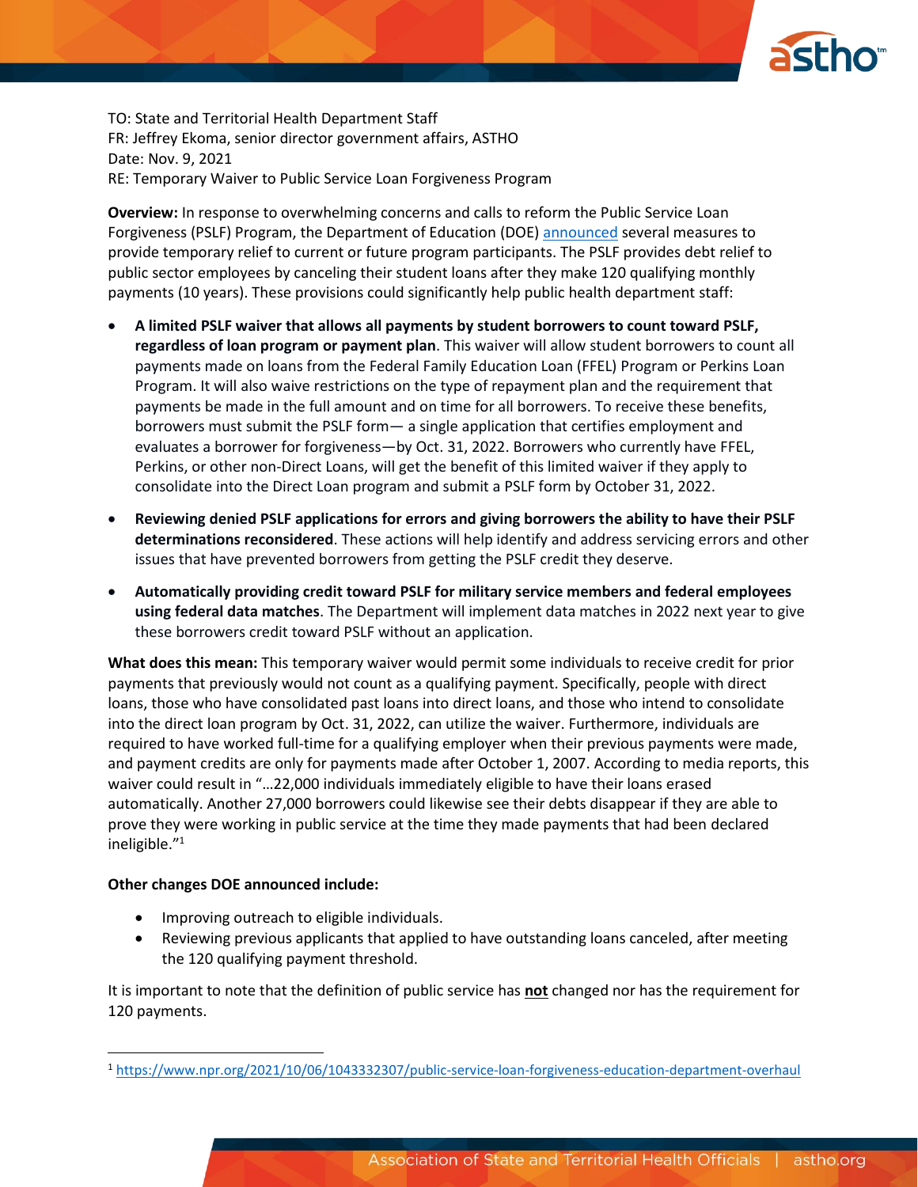TO: State and Territorial Health Department Staff
FR: Jeffrey Ekoma, senior director government affairs, ASTHO
Date: Nov. 9, 2021
RE: Temporary Waiver to Public Service Loan Forgiveness Program

**Overview:** In response to overwhelming concerns and calls to reform the Public Service Loan Forgiveness (PSLF) Program, the Department of Education (DOE) announced several measures to provide temporary relief to current or future program participants. The PSLF provides debt relief to public sector employees by canceling their student loans after they make 120 qualifying monthly payments (10 years). These provisions could significantly help public health department staff:

- **A limited PSLF waiver that allows all payments by student borrowers to count toward PSLF, regardless of loan program or payment plan**. This waiver will allow student borrowers to count all payments made on loans from the Federal Family Education Loan (FFEL) Program or Perkins Loan Program. It will also waive restrictions on the type of repayment plan and the requirement that payments be made in the full amount and on time for all borrowers. To receive these benefits, borrowers must submit the PSLF form— a single application that certifies employment and evaluates a borrower for forgiveness—by Oct. 31, 2022. Borrowers who currently have FFEL, Perkins, or other non-Direct Loans, will get the benefit of this limited waiver if they apply to consolidate into the Direct Loan program and submit a PSLF form by October 31, 2022.
- **Reviewing denied PSLF applications for errors and giving borrowers the ability to have their PSLF determinations reconsidered**. These actions will help identify and address servicing errors and other issues that have prevented borrowers from getting the PSLF credit they deserve.
- **Automatically providing credit toward PSLF for military service members and federal employees using federal data matches**. The Department will implement data matches in 2022 next year to give these borrowers credit toward PSLF without an application.

**What does this mean:** This temporary waiver would permit some individuals to receive credit for prior payments that previously would not count as a qualifying payment. Specifically, people with direct loans, those who have consolidated past loans into direct loans, and those who intend to consolidate into the direct loan program by Oct. 31, 2022, can utilize the waiver. Furthermore, individuals are required to have worked full-time for a qualifying employer when their previous payments were made, and payment credits are only for payments made after October 1, 2007. According to media reports, this waiver could result in "…22,000 individuals immediately eligible to have their loans erased automatically. Another 27,000 borrowers could likewise see their debts disappear if they are able to prove they were working in public service at the time they made payments that had been declared ineligible."[1]

**Other changes DOE announced include:**

- Improving outreach to eligible individuals.
- Reviewing previous applicants that applied to have outstanding loans canceled, after meeting the 120 qualifying payment threshold.

It is important to note that the definition of public service has **not** changed nor has the requirement for 120 payments.

[1] https://www.npr.org/2021/10/06/1043332307/public-service-loan-forgiveness-education-department-overhaul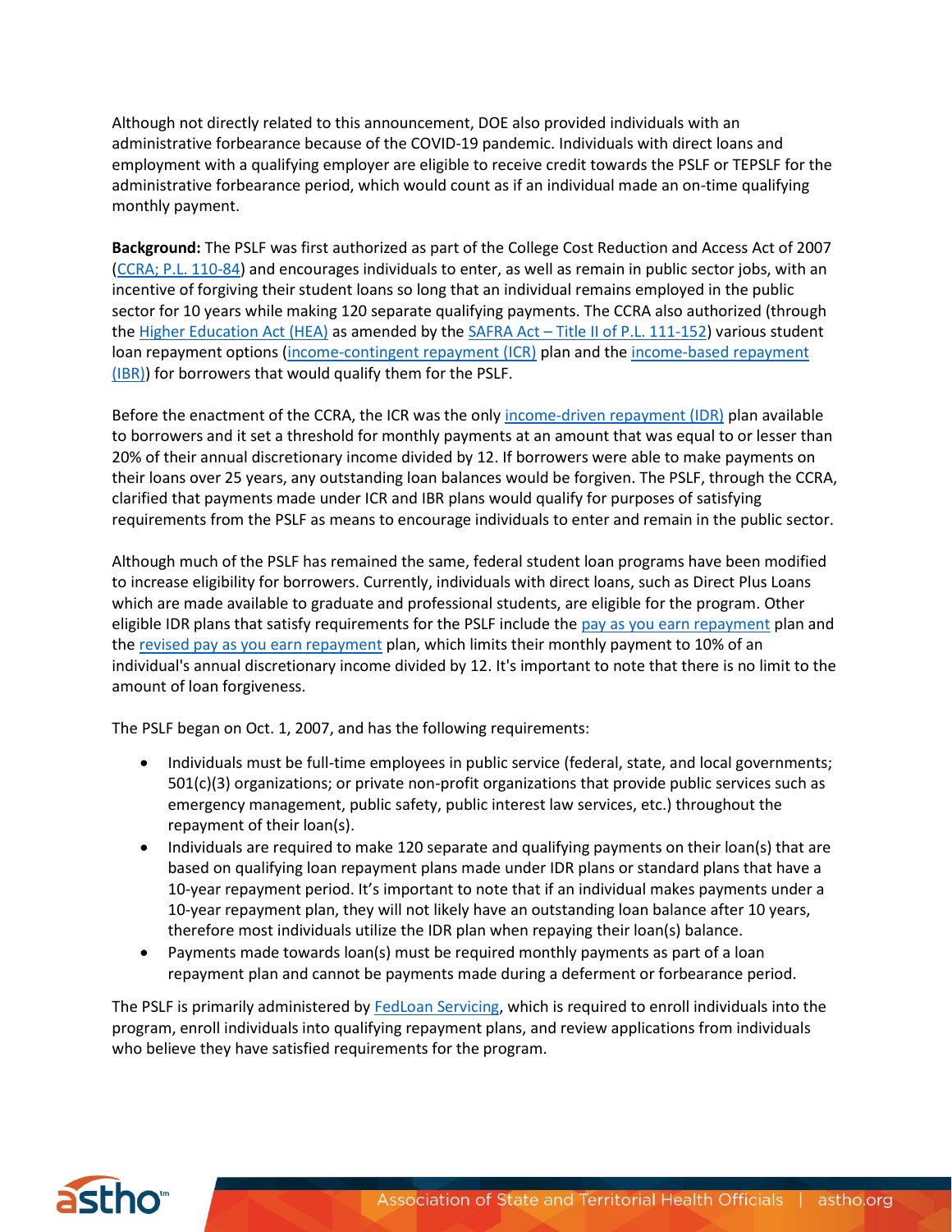Although not directly related to this announcement, DOE also provided individuals with an administrative forbearance because of the COVID-19 pandemic. Individuals with direct loans and employment with a qualifying employer are eligible to receive credit towards the PSLF or TEPSLF for the administrative forbearance period, which would count as if an individual made an on-time qualifying monthly payment.

**Background:** The PSLF was first authorized as part of the College Cost Reduction and Access Act of 2007 (CCRA; P.L. 110-84) and encourages individuals to enter, as well as remain in public sector jobs, with an incentive of forgiving their student loans so long that an individual remains employed in the public sector for 10 years while making 120 separate qualifying payments. The CCRA also authorized (through the Higher Education Act (HEA) as amended by the SAFRA Act – Title II of P.L. 111-152) various student loan repayment options (income-contingent repayment (ICR) plan and the income-based repayment (IBR)) for borrowers that would qualify them for the PSLF.

Before the enactment of the CCRA, the ICR was the only income-driven repayment (IDR) plan available to borrowers and it set a threshold for monthly payments at an amount that was equal to or lesser than 20% of their annual discretionary income divided by 12. If borrowers were able to make payments on their loans over 25 years, any outstanding loan balances would be forgiven. The PSLF, through the CCRA, clarified that payments made under ICR and IBR plans would qualify for purposes of satisfying requirements from the PSLF as means to encourage individuals to enter and remain in the public sector.

Although much of the PSLF has remained the same, federal student loan programs have been modified to increase eligibility for borrowers. Currently, individuals with direct loans, such as Direct Plus Loans which are made available to graduate and professional students, are eligible for the program. Other eligible IDR plans that satisfy requirements for the PSLF include the pay as you earn repayment plan and the revised pay as you earn repayment plan, which limits their monthly payment to 10% of an individual's annual discretionary income divided by 12. It's important to note that there is no limit to the amount of loan forgiveness.

The PSLF began on Oct. 1, 2007, and has the following requirements:

- Individuals must be full-time employees in public service (federal, state, and local governments; 501(c)(3) organizations; or private non-profit organizations that provide public services such as emergency management, public safety, public interest law services, etc.) throughout the repayment of their loan(s).
- Individuals are required to make 120 separate and qualifying payments on their loan(s) that are based on qualifying loan repayment plans made under IDR plans or standard plans that have a 10-year repayment period. It's important to note that if an individual makes payments under a 10-year repayment plan, they will not likely have an outstanding loan balance after 10 years, therefore most individuals utilize the IDR plan when repaying their loan(s) balance.
- Payments made towards loan(s) must be required monthly payments as part of a loan repayment plan and cannot be payments made during a deferment or forbearance period.

The PSLF is primarily administered by FedLoan Servicing, which is required to enroll individuals into the program, enroll individuals into qualifying repayment plans, and review applications from individuals who believe they have satisfied requirements for the program.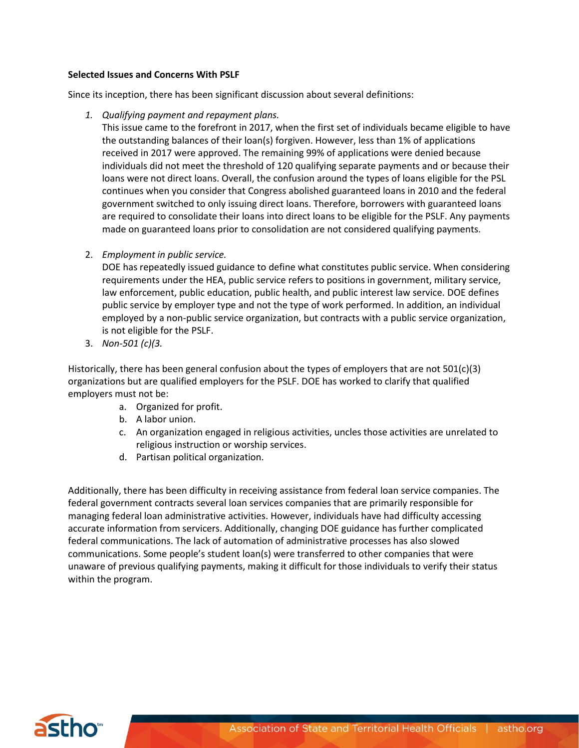**Selected Issues and Concerns With PSLF**

Since its inception, there has been significant discussion about several definitions:

1. *Qualifying payment and repayment plans.*
   This issue came to the forefront in 2017, when the first set of individuals became eligible to have the outstanding balances of their loan(s) forgiven. However, less than 1% of applications received in 2017 were approved. The remaining 99% of applications were denied because individuals did not meet the threshold of 120 qualifying separate payments and or because their loans were not direct loans. Overall, the confusion around the types of loans eligible for the PSL continues when you consider that Congress abolished guaranteed loans in 2010 and the federal government switched to only issuing direct loans. Therefore, borrowers with guaranteed loans are required to consolidate their loans into direct loans to be eligible for the PSLF. Any payments made on guaranteed loans prior to consolidation are not considered qualifying payments.

2. *Employment in public service.*
   DOE has repeatedly issued guidance to define what constitutes public service. When considering requirements under the HEA, public service refers to positions in government, military service, law enforcement, public education, public health, and public interest law service. DOE defines public service by employer type and not the type of work performed. In addition, an individual employed by a non-public service organization, but contracts with a public service organization, is not eligible for the PSLF.
3. *Non-501 (c)(3.*

Historically, there has been general confusion about the types of employers that are not 501(c)(3) organizations but are qualified employers for the PSLF. DOE has worked to clarify that qualified employers must not be:

a. Organized for profit.
b. A labor union.
c. An organization engaged in religious activities, uncles those activities are unrelated to religious instruction or worship services.
d. Partisan political organization.

Additionally, there has been difficulty in receiving assistance from federal loan service companies. The federal government contracts several loan services companies that are primarily responsible for managing federal loan administrative activities. However, individuals have had difficulty accessing accurate information from servicers. Additionally, changing DOE guidance has further complicated federal communications. The lack of automation of administrative processes has also slowed communications. Some people's student loan(s) were transferred to other companies that were unaware of previous qualifying payments, making it difficult for those individuals to verify their status within the program.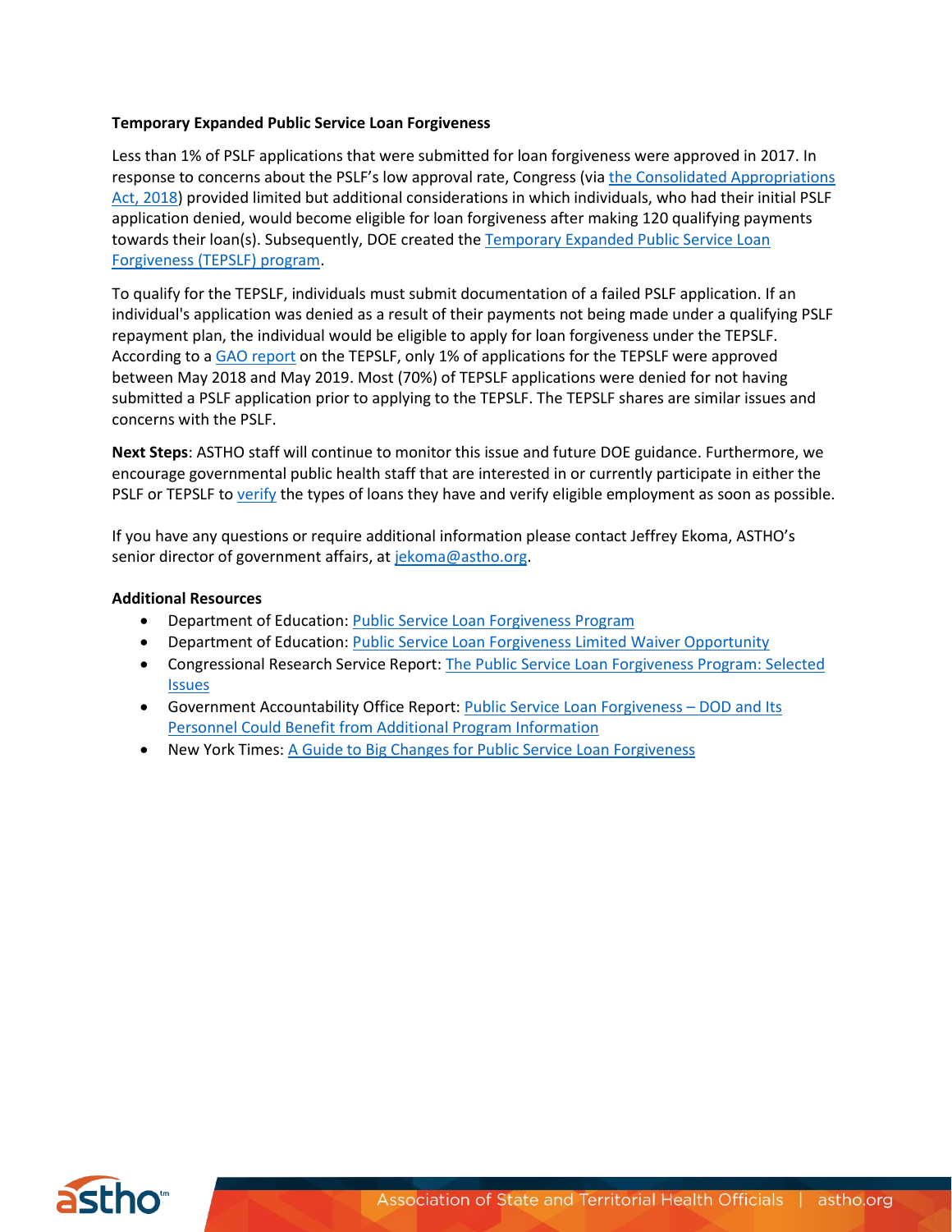**Temporary Expanded Public Service Loan Forgiveness**

Less than 1% of PSLF applications that were submitted for loan forgiveness were approved in 2017. In response to concerns about the PSLF's low approval rate, Congress (via the Consolidated Appropriations Act, 2018) provided limited but additional considerations in which individuals, who had their initial PSLF application denied, would become eligible for loan forgiveness after making 120 qualifying payments towards their loan(s). Subsequently, DOE created the Temporary Expanded Public Service Loan Forgiveness (TEPSLF) program.

To qualify for the TEPSLF, individuals must submit documentation of a failed PSLF application. If an individual's application was denied as a result of their payments not being made under a qualifying PSLF repayment plan, the individual would be eligible to apply for loan forgiveness under the TEPSLF. According to a GAO report on the TEPSLF, only 1% of applications for the TEPSLF were approved between May 2018 and May 2019. Most (70%) of TEPSLF applications were denied for not having submitted a PSLF application prior to applying to the TEPSLF. The TEPSLF shares are similar issues and concerns with the PSLF.

**Next Steps**: ASTHO staff will continue to monitor this issue and future DOE guidance. Furthermore, we encourage governmental public health staff that are interested in or currently participate in either the PSLF or TEPSLF to verify the types of loans they have and verify eligible employment as soon as possible.

If you have any questions or require additional information please contact Jeffrey Ekoma, ASTHO's senior director of government affairs, at jekoma@astho.org.

**Additional Resources**

- Department of Education: Public Service Loan Forgiveness Program
- Department of Education: Public Service Loan Forgiveness Limited Waiver Opportunity
- Congressional Research Service Report: The Public Service Loan Forgiveness Program: Selected Issues
- Government Accountability Office Report: Public Service Loan Forgiveness – DOD and Its Personnel Could Benefit from Additional Program Information
- New York Times: A Guide to Big Changes for Public Service Loan Forgiveness